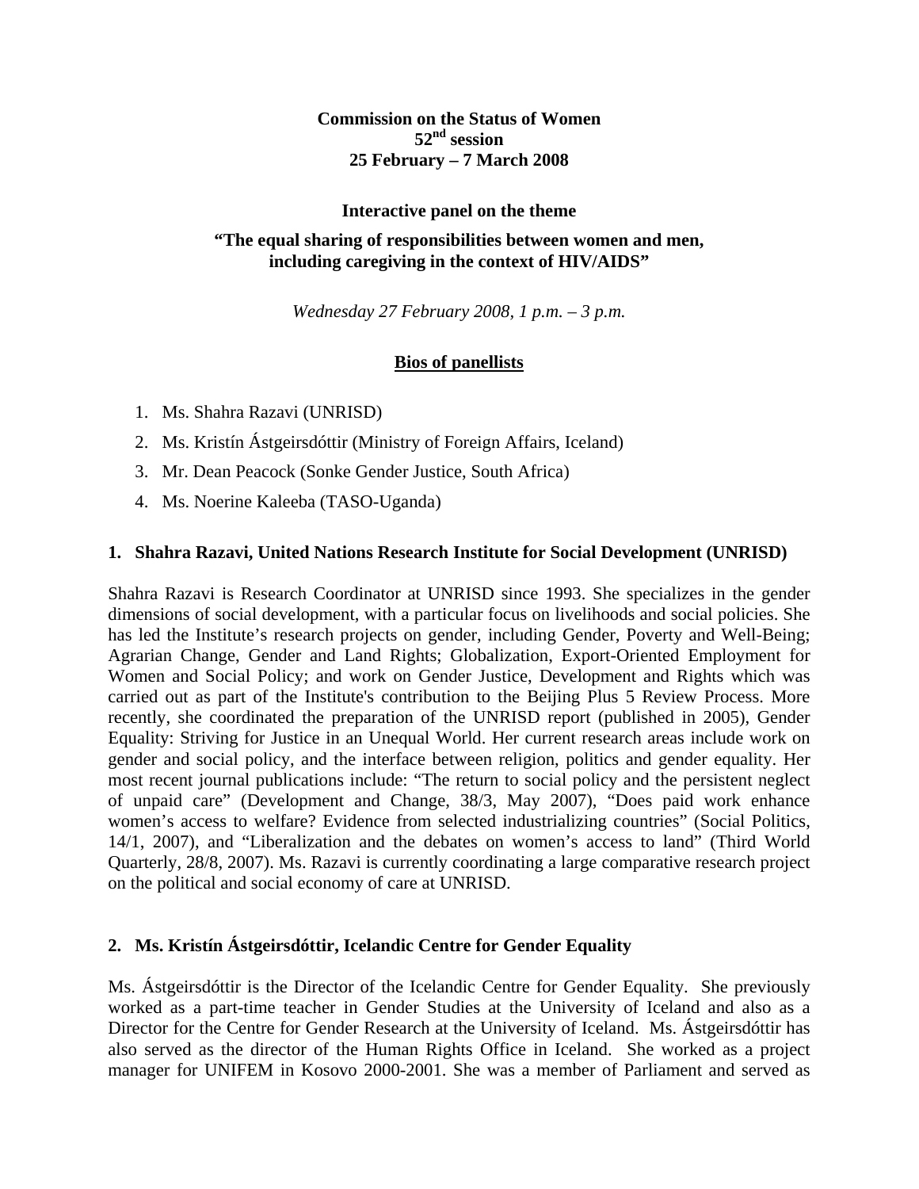**Commission on the Status of Women**
**52nd session**
**25 February – 7 March 2008**

**Interactive panel on the theme**

**"The equal sharing of responsibilities between women and men, including caregiving in the context of HIV/AIDS"**

*Wednesday 27 February 2008, 1 p.m. – 3 p.m.*

## Bios of panellists

1. Ms. Shahra Razavi (UNRISD)
2. Ms. Kristín Ástgeirsdóttir (Ministry of Foreign Affairs, Iceland)
3. Mr. Dean Peacock (Sonke Gender Justice, South Africa)
4. Ms. Noerine Kaleeba (TASO-Uganda)

### 1. Shahra Razavi, United Nations Research Institute for Social Development (UNRISD)

Shahra Razavi is Research Coordinator at UNRISD since 1993. She specializes in the gender dimensions of social development, with a particular focus on livelihoods and social policies. She has led the Institute's research projects on gender, including Gender, Poverty and Well-Being; Agrarian Change, Gender and Land Rights; Globalization, Export-Oriented Employment for Women and Social Policy; and work on Gender Justice, Development and Rights which was carried out as part of the Institute's contribution to the Beijing Plus 5 Review Process. More recently, she coordinated the preparation of the UNRISD report (published in 2005), Gender Equality: Striving for Justice in an Unequal World. Her current research areas include work on gender and social policy, and the interface between religion, politics and gender equality. Her most recent journal publications include: "The return to social policy and the persistent neglect of unpaid care" (Development and Change, 38/3, May 2007), "Does paid work enhance women's access to welfare? Evidence from selected industrializing countries" (Social Politics, 14/1, 2007), and "Liberalization and the debates on women's access to land" (Third World Quarterly, 28/8, 2007). Ms. Razavi is currently coordinating a large comparative research project on the political and social economy of care at UNRISD.

### 2. Ms. Kristín Ástgeirsdóttir, Icelandic Centre for Gender Equality

Ms. Ástgeirsdóttir is the Director of the Icelandic Centre for Gender Equality. She previously worked as a part-time teacher in Gender Studies at the University of Iceland and also as a Director for the Centre for Gender Research at the University of Iceland. Ms. Ástgeirsdóttir has also served as the director of the Human Rights Office in Iceland. She worked as a project manager for UNIFEM in Kosovo 2000-2001. She was a member of Parliament and served as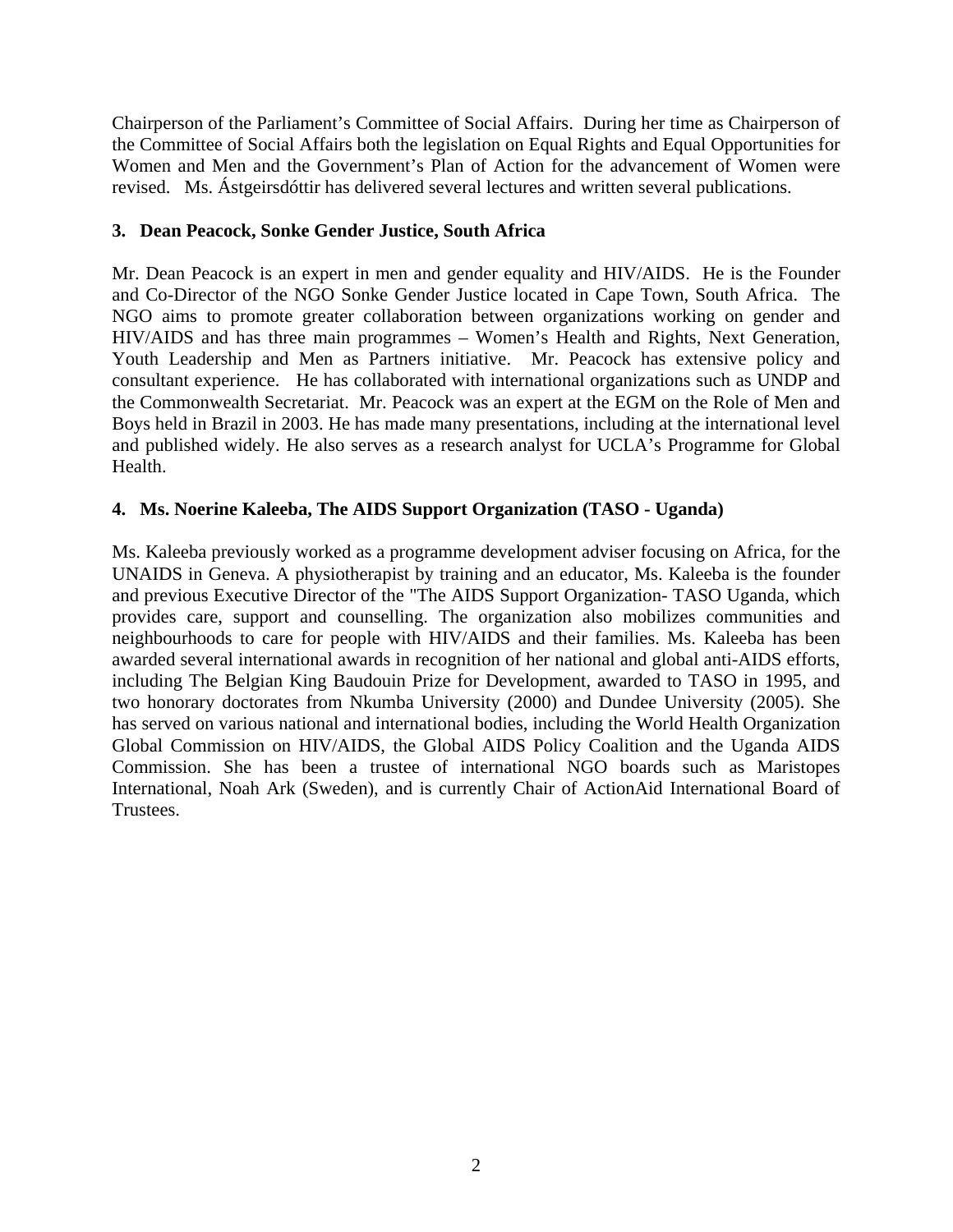Chairperson of the Parliament's Committee of Social Affairs. During her time as Chairperson of the Committee of Social Affairs both the legislation on Equal Rights and Equal Opportunities for Women and Men and the Government's Plan of Action for the advancement of Women were revised. Ms. Ástgeirsdóttir has delivered several lectures and written several publications.

**3. Dean Peacock, Sonke Gender Justice, South Africa**

Mr. Dean Peacock is an expert in men and gender equality and HIV/AIDS. He is the Founder and Co-Director of the NGO Sonke Gender Justice located in Cape Town, South Africa. The NGO aims to promote greater collaboration between organizations working on gender and HIV/AIDS and has three main programmes – Women's Health and Rights, Next Generation, Youth Leadership and Men as Partners initiative. Mr. Peacock has extensive policy and consultant experience. He has collaborated with international organizations such as UNDP and the Commonwealth Secretariat. Mr. Peacock was an expert at the EGM on the Role of Men and Boys held in Brazil in 2003. He has made many presentations, including at the international level and published widely. He also serves as a research analyst for UCLA's Programme for Global Health.

**4. Ms. Noerine Kaleeba, The AIDS Support Organization (TASO - Uganda)**

Ms. Kaleeba previously worked as a programme development adviser focusing on Africa, for the UNAIDS in Geneva. A physiotherapist by training and an educator, Ms. Kaleeba is the founder and previous Executive Director of the "The AIDS Support Organization- TASO Uganda, which provides care, support and counselling. The organization also mobilizes communities and neighbourhoods to care for people with HIV/AIDS and their families. Ms. Kaleeba has been awarded several international awards in recognition of her national and global anti-AIDS efforts, including The Belgian King Baudouin Prize for Development, awarded to TASO in 1995, and two honorary doctorates from Nkumba University (2000) and Dundee University (2005). She has served on various national and international bodies, including the World Health Organization Global Commission on HIV/AIDS, the Global AIDS Policy Coalition and the Uganda AIDS Commission. She has been a trustee of international NGO boards such as Maristopes International, Noah Ark (Sweden), and is currently Chair of ActionAid International Board of Trustees.